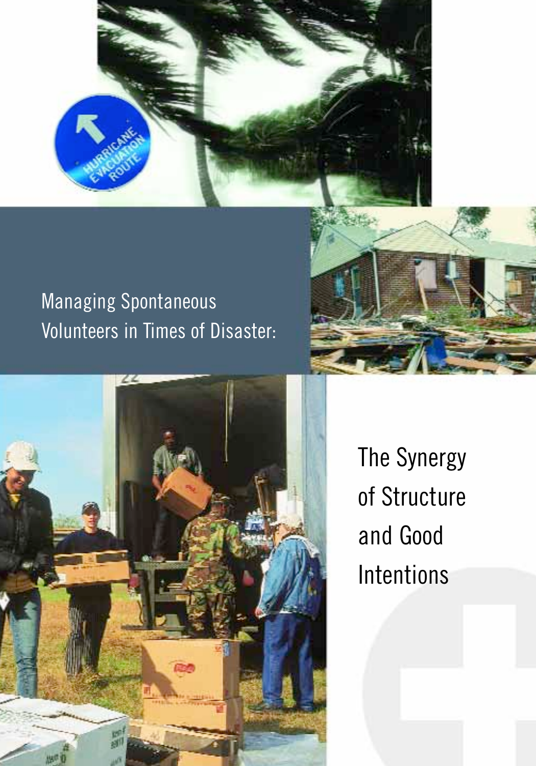# Managing Spontaneous Volunteers in Times of Disaster:

## The Synergy of Structure and Good Intentions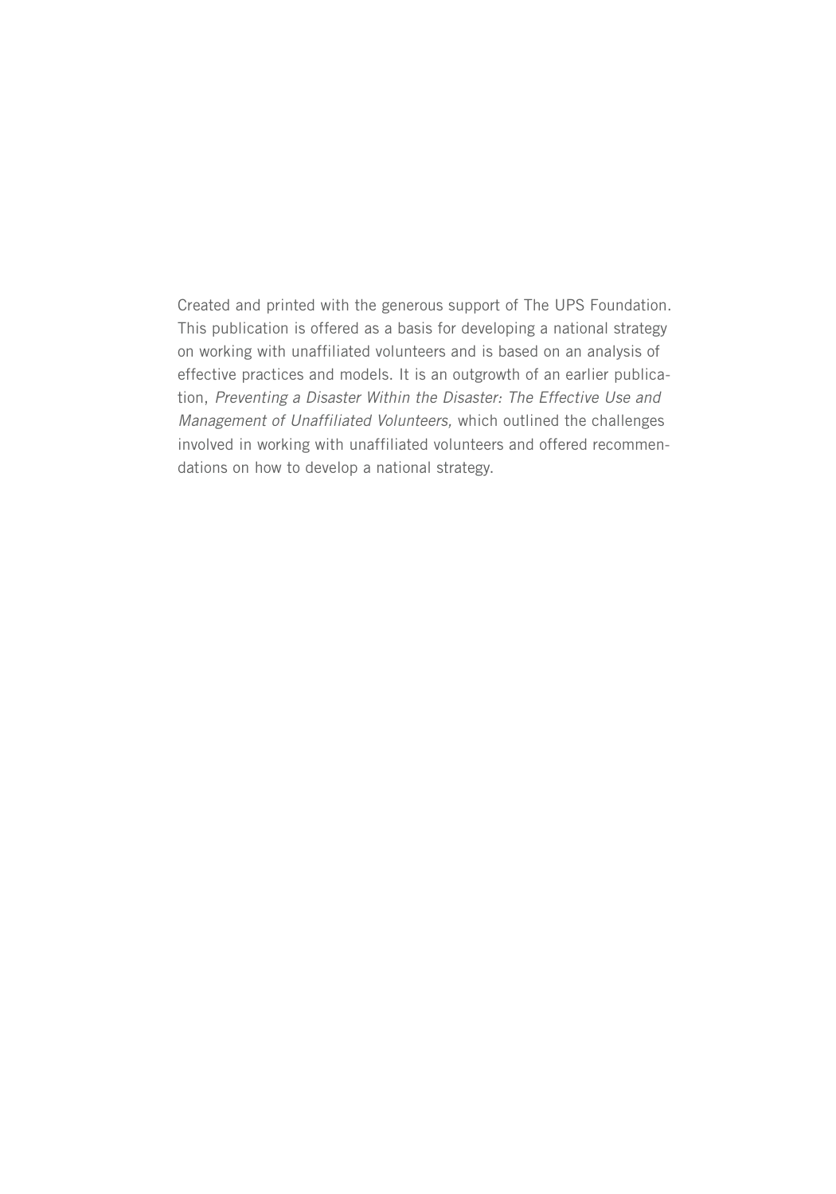Created and printed with the generous support of The UPS Foundation. This publication is offered as a basis for developing a national strategy on working with unaffiliated volunteers and is based on an analysis of effective practices and models. It is an outgrowth of an earlier publication, *Preventing a Disaster Within the Disaster: The Effective Use and Management of Unaffiliated Volunteers,* which outlined the challenges involved in working with unaffiliated volunteers and offered recommendations on how to develop a national strategy.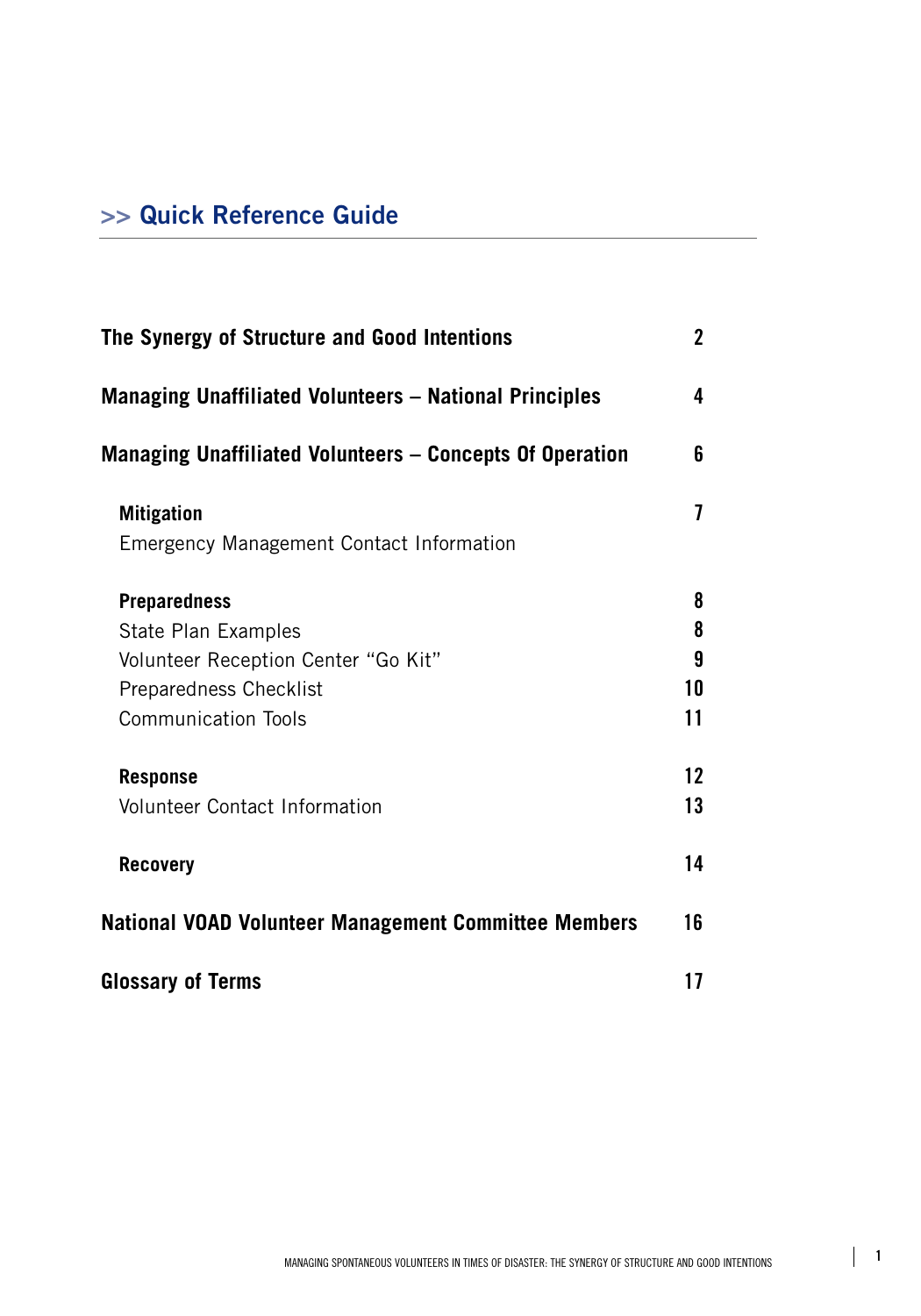## >> Quick Reference Guide

| | |
|---|---|
| **The Synergy of Structure and Good Intentions** | **2** |
| **Managing Unaffiliated Volunteers – National Principles** | **4** |
| **Managing Unaffiliated Volunteers – Concepts Of Operation** | **6** |
| **Mitigation** | **7** |
| Emergency Management Contact Information | |
| **Preparedness** | **8** |
| State Plan Examples | **8** |
| Volunteer Reception Center "Go Kit" | **9** |
| Preparedness Checklist | **10** |
| Communication Tools | **11** |
| **Response** | **12** |
| Volunteer Contact Information | **13** |
| **Recovery** | **14** |
| **National VOAD Volunteer Management Committee Members** | **16** |
| **Glossary of Terms** | **17** |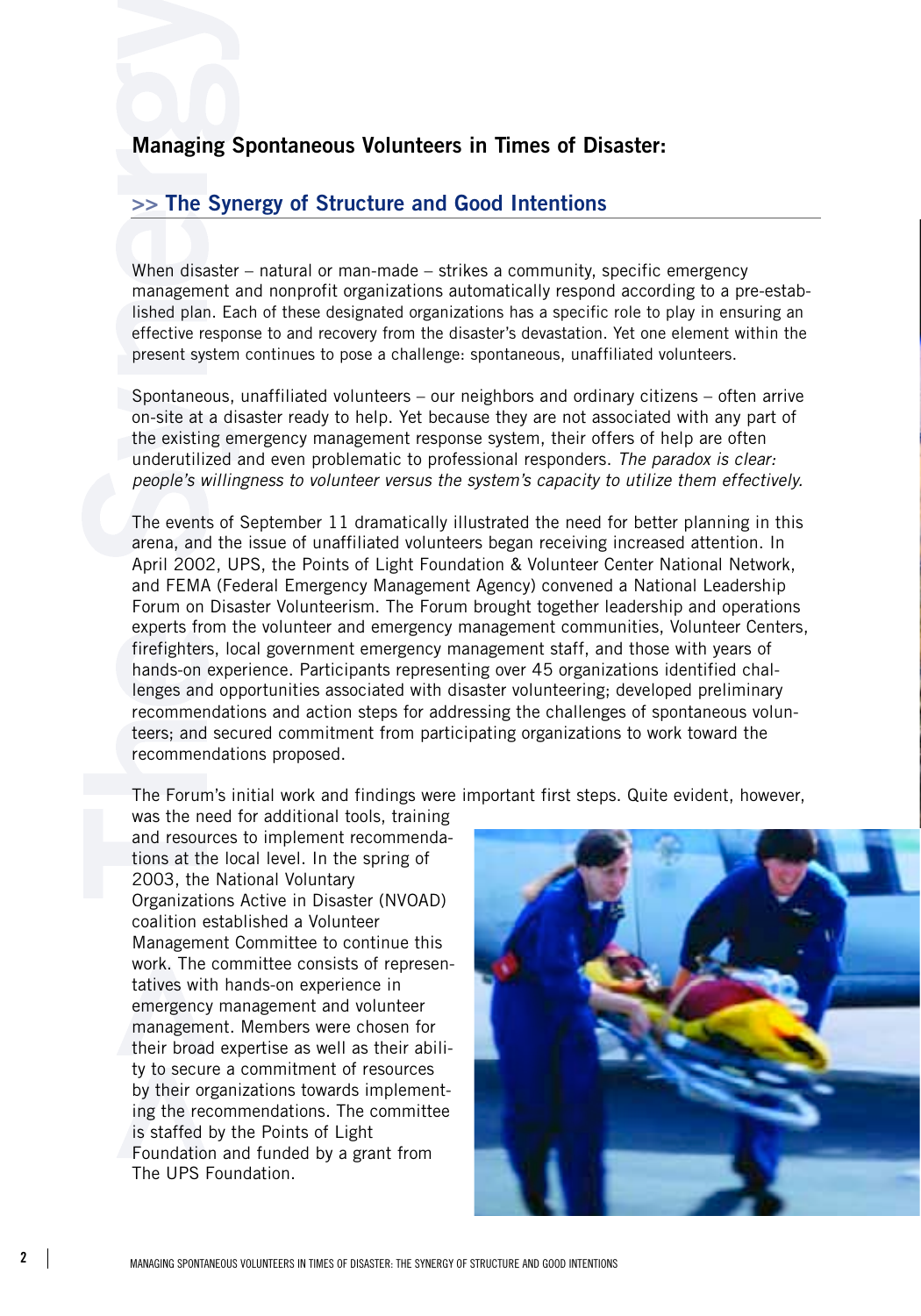## Managing Spontaneous Volunteers in Times of Disaster:

### >> The Synergy of Structure and Good Intentions

When disaster – natural or man-made – strikes a community, specific emergency management and nonprofit organizations automatically respond according to a pre-established plan. Each of these designated organizations has a specific role to play in ensuring an effective response to and recovery from the disaster's devastation. Yet one element within the present system continues to pose a challenge: spontaneous, unaffiliated volunteers.

Spontaneous, unaffiliated volunteers – our neighbors and ordinary citizens – often arrive on-site at a disaster ready to help. Yet because they are not associated with any part of the existing emergency management response system, their offers of help are often underutilized and even problematic to professional responders. *The paradox is clear: people's willingness to volunteer versus the system's capacity to utilize them effectively.*

The events of September 11 dramatically illustrated the need for better planning in this arena, and the issue of unaffiliated volunteers began receiving increased attention. In April 2002, UPS, the Points of Light Foundation & Volunteer Center National Network, and FEMA (Federal Emergency Management Agency) convened a National Leadership Forum on Disaster Volunteerism. The Forum brought together leadership and operations experts from the volunteer and emergency management communities, Volunteer Centers, firefighters, local government emergency management staff, and those with years of hands-on experience. Participants representing over 45 organizations identified challenges and opportunities associated with disaster volunteering; developed preliminary recommendations and action steps for addressing the challenges of spontaneous volunteers; and secured commitment from participating organizations to work toward the recommendations proposed.

The Forum's initial work and findings were important first steps. Quite evident, however, was the need for additional tools, training and resources to implement recommendations at the local level. In the spring of 2003, the National Voluntary Organizations Active in Disaster (NVOAD) coalition established a Volunteer Management Committee to continue this work. The committee consists of representatives with hands-on experience in emergency management and volunteer management. Members were chosen for their broad expertise as well as their ability to secure a commitment of resources by their organizations towards implementing the recommendations. The committee is staffed by the Points of Light Foundation and funded by a grant from The UPS Foundation.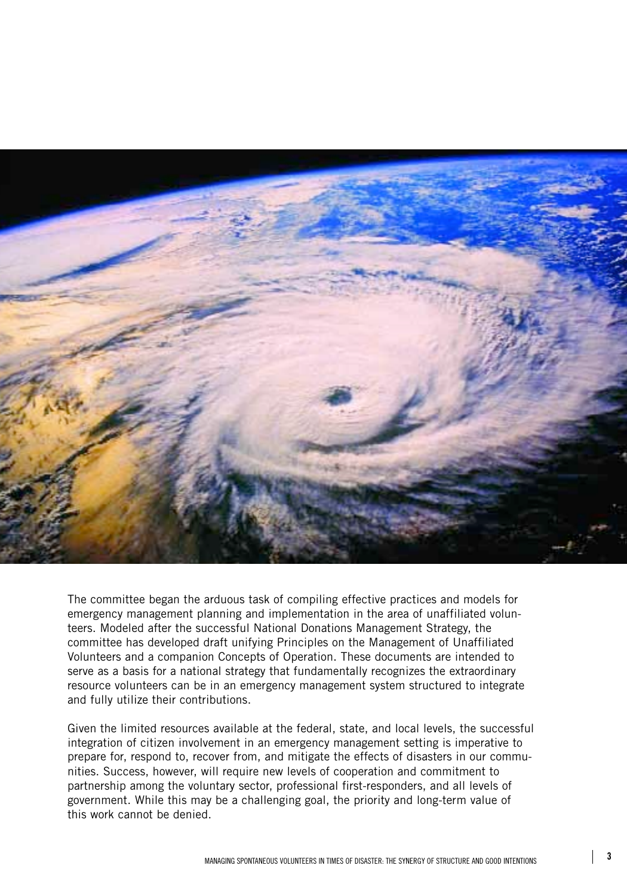The committee began the arduous task of compiling effective practices and models for emergency management planning and implementation in the area of unaffiliated volunteers. Modeled after the successful National Donations Management Strategy, the committee has developed draft unifying Principles on the Management of Unaffiliated Volunteers and a companion Concepts of Operation. These documents are intended to serve as a basis for a national strategy that fundamentally recognizes the extraordinary resource volunteers can be in an emergency management system structured to integrate and fully utilize their contributions.

Given the limited resources available at the federal, state, and local levels, the successful integration of citizen involvement in an emergency management setting is imperative to prepare for, respond to, recover from, and mitigate the effects of disasters in our communities. Success, however, will require new levels of cooperation and commitment to partnership among the voluntary sector, professional first-responders, and all levels of government. While this may be a challenging goal, the priority and long-term value of this work cannot be denied.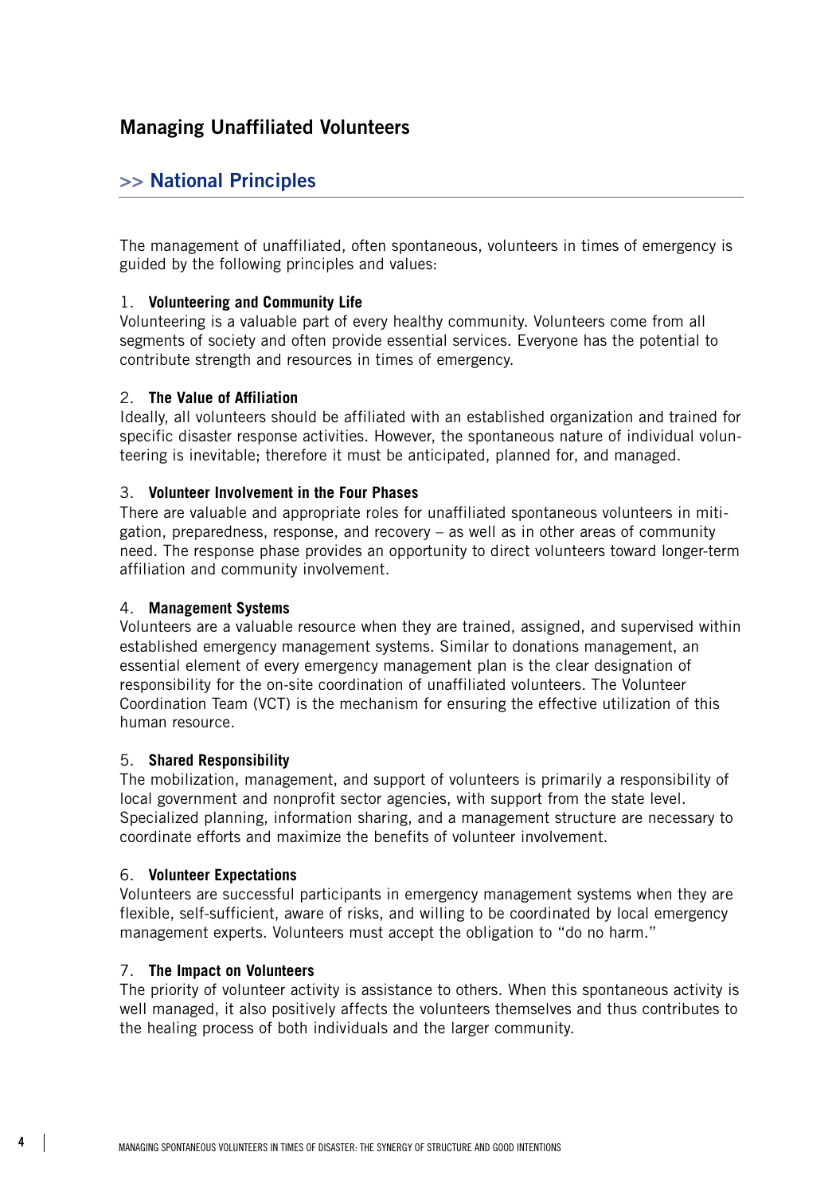# Managing Unaffiliated Volunteers

## >> National Principles

The management of unaffiliated, often spontaneous, volunteers in times of emergency is guided by the following principles and values:

1. **Volunteering and Community Life**
Volunteering is a valuable part of every healthy community. Volunteers come from all segments of society and often provide essential services. Everyone has the potential to contribute strength and resources in times of emergency.

2. **The Value of Affiliation**
Ideally, all volunteers should be affiliated with an established organization and trained for specific disaster response activities. However, the spontaneous nature of individual volunteering is inevitable; therefore it must be anticipated, planned for, and managed.

3. **Volunteer Involvement in the Four Phases**
There are valuable and appropriate roles for unaffiliated spontaneous volunteers in mitigation, preparedness, response, and recovery – as well as in other areas of community need. The response phase provides an opportunity to direct volunteers toward longer-term affiliation and community involvement.

4. **Management Systems**
Volunteers are a valuable resource when they are trained, assigned, and supervised within established emergency management systems. Similar to donations management, an essential element of every emergency management plan is the clear designation of responsibility for the on-site coordination of unaffiliated volunteers. The Volunteer Coordination Team (VCT) is the mechanism for ensuring the effective utilization of this human resource.

5. **Shared Responsibility**
The mobilization, management, and support of volunteers is primarily a responsibility of local government and nonprofit sector agencies, with support from the state level. Specialized planning, information sharing, and a management structure are necessary to coordinate efforts and maximize the benefits of volunteer involvement.

6. **Volunteer Expectations**
Volunteers are successful participants in emergency management systems when they are flexible, self-sufficient, aware of risks, and willing to be coordinated by local emergency management experts. Volunteers must accept the obligation to "do no harm."

7. **The Impact on Volunteers**
The priority of volunteer activity is assistance to others. When this spontaneous activity is well managed, it also positively affects the volunteers themselves and thus contributes to the healing process of both individuals and the larger community.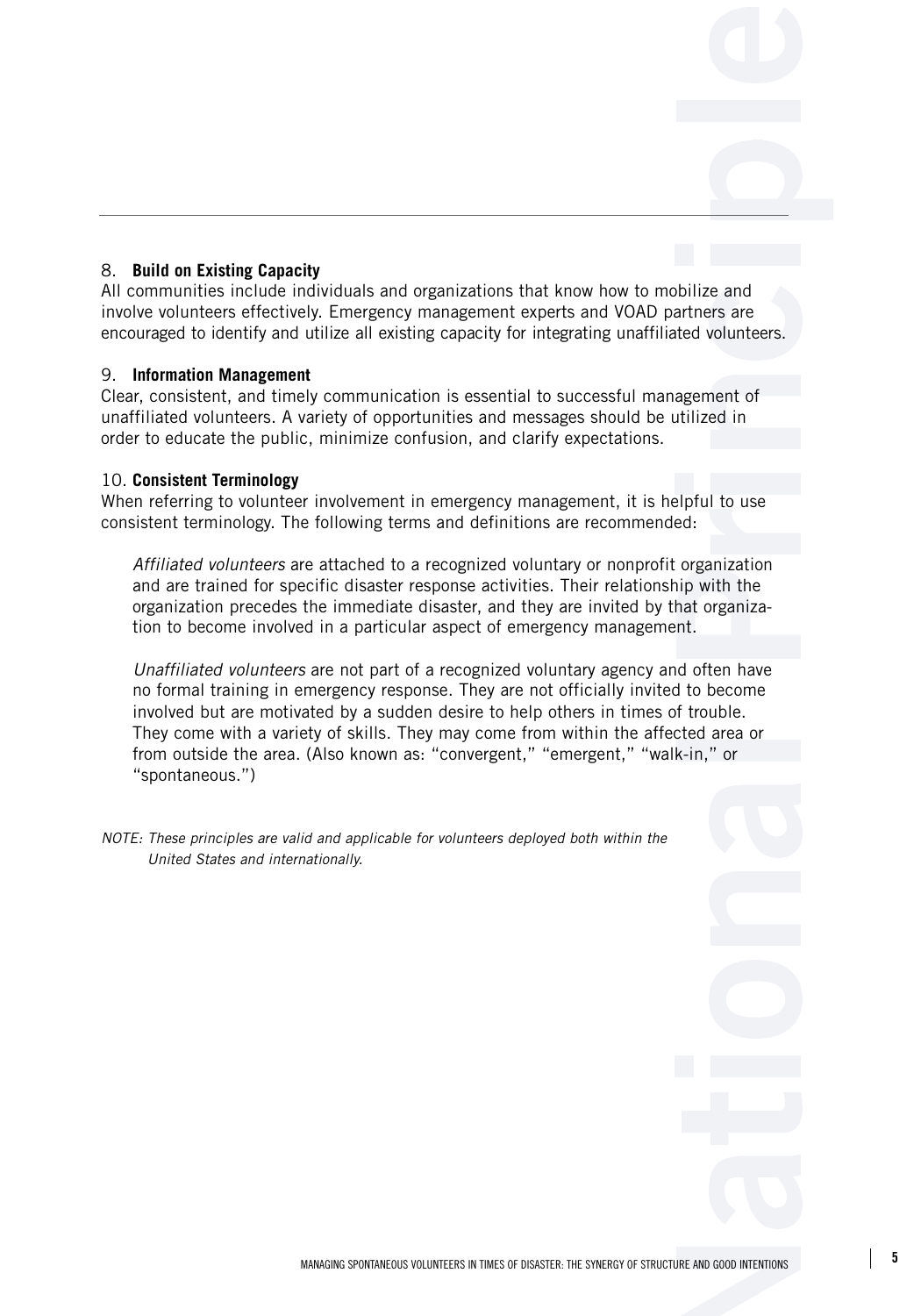8. **Build on Existing Capacity**
All communities include individuals and organizations that know how to mobilize and involve volunteers effectively. Emergency management experts and VOAD partners are encouraged to identify and utilize all existing capacity for integrating unaffiliated volunteers.

9. **Information Management**
Clear, consistent, and timely communication is essential to successful management of unaffiliated volunteers. A variety of opportunities and messages should be utilized in order to educate the public, minimize confusion, and clarify expectations.

10. **Consistent Terminology**
When referring to volunteer involvement in emergency management, it is helpful to use consistent terminology. The following terms and definitions are recommended:

> *Affiliated volunteers* are attached to a recognized voluntary or nonprofit organization and are trained for specific disaster response activities. Their relationship with the organization precedes the immediate disaster, and they are invited by that organization to become involved in a particular aspect of emergency management.
>
> *Unaffiliated volunteers* are not part of a recognized voluntary agency and often have no formal training in emergency response. They are not officially invited to become involved but are motivated by a sudden desire to help others in times of trouble. They come with a variety of skills. They may come from within the affected area or from outside the area. (Also known as: "convergent," "emergent," "walk-in," or "spontaneous.")

*NOTE: These principles are valid and applicable for volunteers deployed both within the United States and internationally.*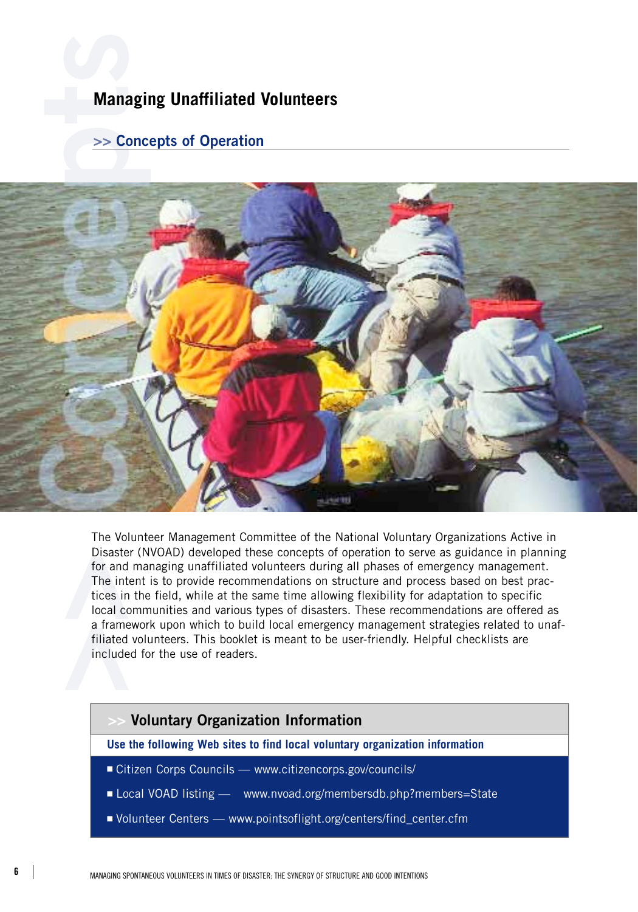# Managing Unaffiliated Volunteers

## >> Concepts of Operation

The Volunteer Management Committee of the National Voluntary Organizations Active in Disaster (NVOAD) developed these concepts of operation to serve as guidance in planning for and managing unaffiliated volunteers during all phases of emergency management. The intent is to provide recommendations on structure and process based on best practices in the field, while at the same time allowing flexibility for adaptation to specific local communities and various types of disasters. These recommendations are offered as a framework upon which to build local emergency management strategies related to unaffiliated volunteers. This booklet is meant to be user-friendly. Helpful checklists are included for the use of readers.

### >> Voluntary Organization Information

**Use the following Web sites to find local voluntary organization information**

- Citizen Corps Councils — www.citizencorps.gov/councils/
- Local VOAD listing — www.nvoad.org/membersdb.php?members=State
- Volunteer Centers — www.pointsoflight.org/centers/find_center.cfm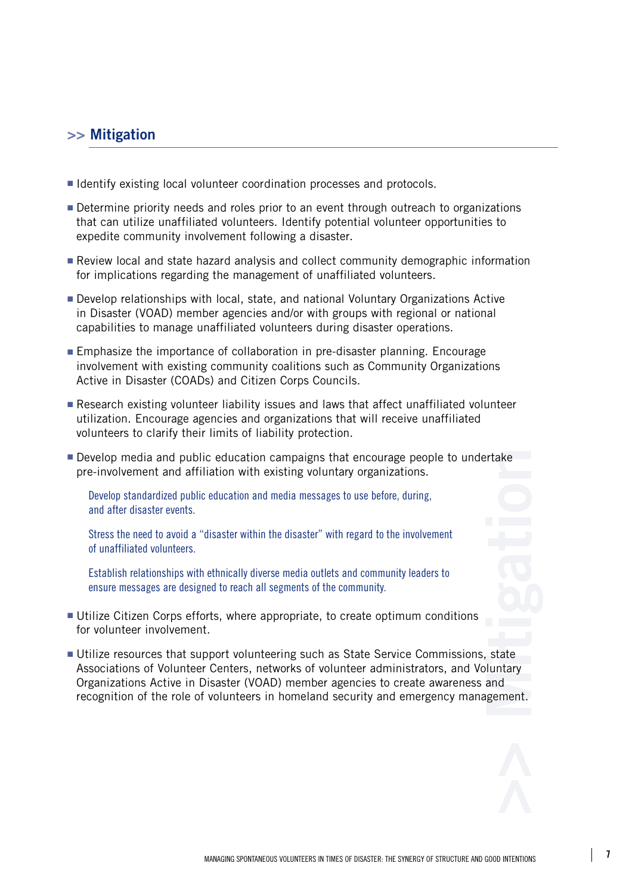## >> Mitigation

- Identify existing local volunteer coordination processes and protocols.
- Determine priority needs and roles prior to an event through outreach to organizations that can utilize unaffiliated volunteers. Identify potential volunteer opportunities to expedite community involvement following a disaster.
- Review local and state hazard analysis and collect community demographic information for implications regarding the management of unaffiliated volunteers.
- Develop relationships with local, state, and national Voluntary Organizations Active in Disaster (VOAD) member agencies and/or with groups with regional or national capabilities to manage unaffiliated volunteers during disaster operations.
- Emphasize the importance of collaboration in pre-disaster planning. Encourage involvement with existing community coalitions such as Community Organizations Active in Disaster (COADs) and Citizen Corps Councils.
- Research existing volunteer liability issues and laws that affect unaffiliated volunteer utilization. Encourage agencies and organizations that will receive unaffiliated volunteers to clarify their limits of liability protection.
- Develop media and public education campaigns that encourage people to undertake pre-involvement and affiliation with existing voluntary organizations.

  Develop standardized public education and media messages to use before, during, and after disaster events.

  Stress the need to avoid a "disaster within the disaster" with regard to the involvement of unaffiliated volunteers.

  Establish relationships with ethnically diverse media outlets and community leaders to ensure messages are designed to reach all segments of the community.

- Utilize Citizen Corps efforts, where appropriate, to create optimum conditions for volunteer involvement.
- Utilize resources that support volunteering such as State Service Commissions, state Associations of Volunteer Centers, networks of volunteer administrators, and Voluntary Organizations Active in Disaster (VOAD) member agencies to create awareness and recognition of the role of volunteers in homeland security and emergency management.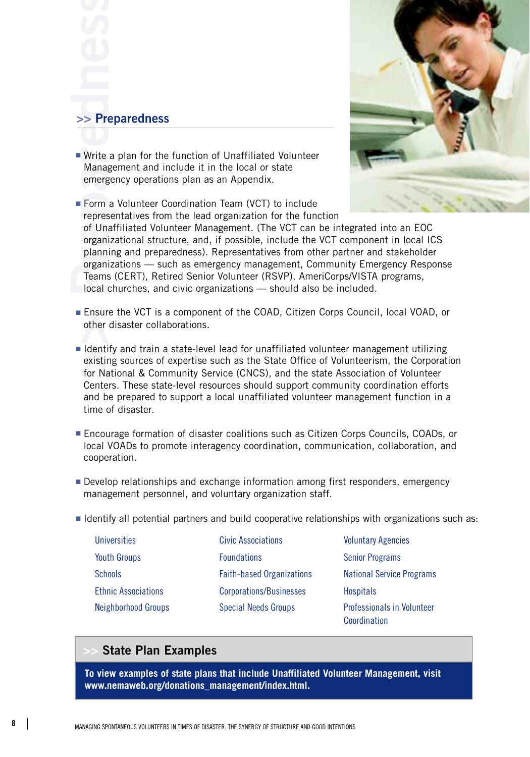## >> Preparedness

- Write a plan for the function of Unaffiliated Volunteer Management and include it in the local or state emergency operations plan as an Appendix.
- Form a Volunteer Coordination Team (VCT) to include representatives from the lead organization for the function of Unaffiliated Volunteer Management. (The VCT can be integrated into an EOC organizational structure, and, if possible, include the VCT component in local ICS planning and preparedness). Representatives from other partner and stakeholder organizations — such as emergency management, Community Emergency Response Teams (CERT), Retired Senior Volunteer (RSVP), AmeriCorps/VISTA programs, local churches, and civic organizations — should also be included.
- Ensure the VCT is a component of the COAD, Citizen Corps Council, local VOAD, or other disaster collaborations.
- Identify and train a state-level lead for unaffiliated volunteer management utilizing existing sources of expertise such as the State Office of Volunteerism, the Corporation for National & Community Service (CNCS), and the state Association of Volunteer Centers. These state-level resources should support community coordination efforts and be prepared to support a local unaffiliated volunteer management function in a time of disaster.
- Encourage formation of disaster coalitions such as Citizen Corps Councils, COADs, or local VOADs to promote interagency coordination, communication, collaboration, and cooperation.
- Develop relationships and exchange information among first responders, emergency management personnel, and voluntary organization staff.
- Identify all potential partners and build cooperative relationships with organizations such as:

| | | |
|---|---|---|
| Universities | Civic Associations | Voluntary Agencies |
| Youth Groups | Foundations | Senior Programs |
| Schools | Faith-based Organizations | National Service Programs |
| Ethnic Associations | Corporations/Businesses | Hospitals |
| Neighborhood Groups | Special Needs Groups | Professionals in Volunteer Coordination |

### >> State Plan Examples

**To view examples of state plans that include Unaffiliated Volunteer Management, visit www.nemaweb.org/donations_management/index.html.**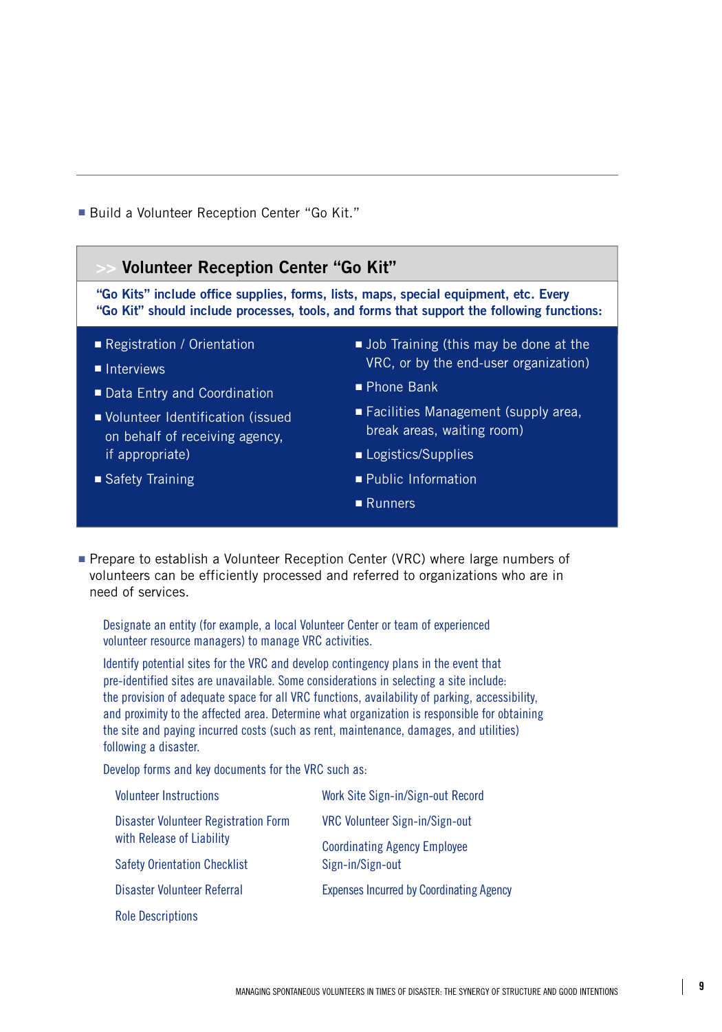- Build a Volunteer Reception Center "Go Kit."

### Volunteer Reception Center "Go Kit"

**"Go Kits" include office supplies, forms, lists, maps, special equipment, etc. Every "Go Kit" should include processes, tools, and forms that support the following functions:**

- Registration / Orientation
- Interviews
- Data Entry and Coordination
- Volunteer Identification (issued on behalf of receiving agency, if appropriate)
- Safety Training
- Job Training (this may be done at the VRC, or by the end-user organization)
- Phone Bank
- Facilities Management (supply area, break areas, waiting room)
- Logistics/Supplies
- Public Information
- Runners

- Prepare to establish a Volunteer Reception Center (VRC) where large numbers of volunteers can be efficiently processed and referred to organizations who are in need of services.

  Designate an entity (for example, a local Volunteer Center or team of experienced volunteer resource managers) to manage VRC activities.

  Identify potential sites for the VRC and develop contingency plans in the event that pre-identified sites are unavailable. Some considerations in selecting a site include: the provision of adequate space for all VRC functions, availability of parking, accessibility, and proximity to the affected area. Determine what organization is responsible for obtaining the site and paying incurred costs (such as rent, maintenance, damages, and utilities) following a disaster.

  Develop forms and key documents for the VRC such as:

  - Volunteer Instructions
  - Disaster Volunteer Registration Form with Release of Liability
  - Safety Orientation Checklist
  - Disaster Volunteer Referral
  - Role Descriptions
  - Work Site Sign-in/Sign-out Record
  - VRC Volunteer Sign-in/Sign-out
  - Coordinating Agency Employee Sign-in/Sign-out
  - Expenses Incurred by Coordinating Agency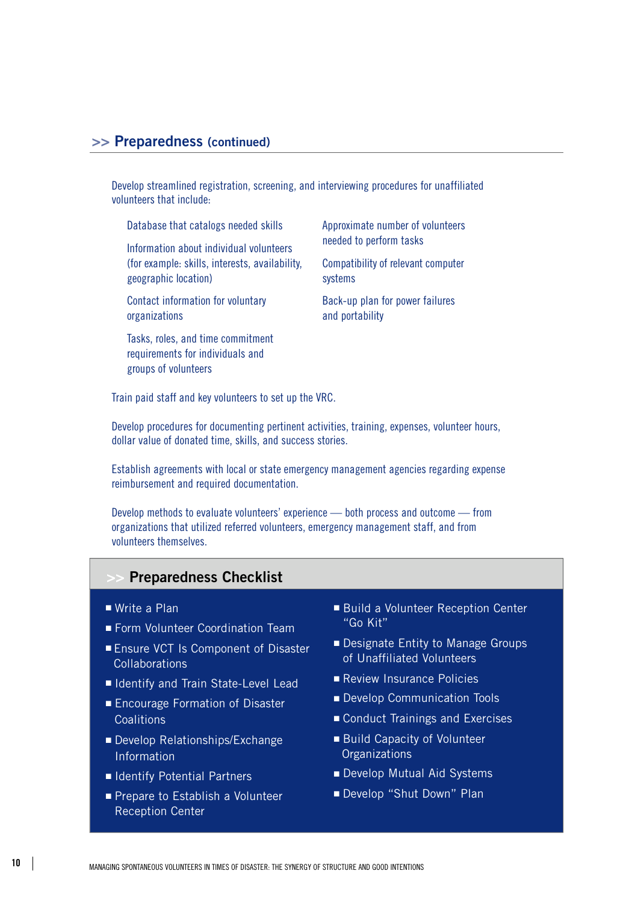## >> Preparedness (continued)

Develop streamlined registration, screening, and interviewing procedures for unaffiliated volunteers that include:

- Database that catalogs needed skills
- Information about individual volunteers (for example: skills, interests, availability, geographic location)
- Contact information for voluntary organizations
- Tasks, roles, and time commitment requirements for individuals and groups of volunteers
- Approximate number of volunteers needed to perform tasks
- Compatibility of relevant computer systems
- Back-up plan for power failures and portability

Train paid staff and key volunteers to set up the VRC.

Develop procedures for documenting pertinent activities, training, expenses, volunteer hours, dollar value of donated time, skills, and success stories.

Establish agreements with local or state emergency management agencies regarding expense reimbursement and required documentation.

Develop methods to evaluate volunteers' experience — both process and outcome — from organizations that utilized referred volunteers, emergency management staff, and from volunteers themselves.

### >> Preparedness Checklist

- Write a Plan
- Form Volunteer Coordination Team
- Ensure VCT Is Component of Disaster Collaborations
- Identify and Train State-Level Lead
- Encourage Formation of Disaster Coalitions
- Develop Relationships/Exchange Information
- Identify Potential Partners
- Prepare to Establish a Volunteer Reception Center
- Build a Volunteer Reception Center "Go Kit"
- Designate Entity to Manage Groups of Unaffiliated Volunteers
- Review Insurance Policies
- Develop Communication Tools
- Conduct Trainings and Exercises
- Build Capacity of Volunteer Organizations
- Develop Mutual Aid Systems
- Develop "Shut Down" Plan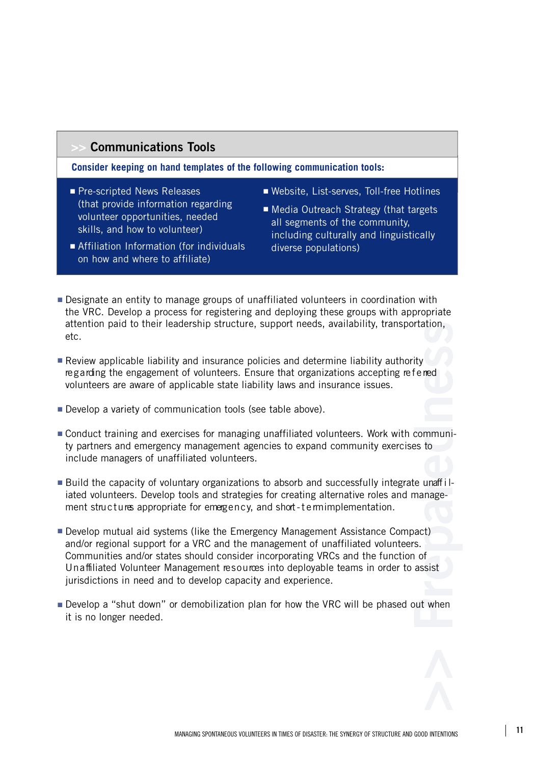## >> Communications Tools

**Consider keeping on hand templates of the following communication tools:**

- Pre-scripted News Releases (that provide information regarding volunteer opportunities, needed skills, and how to volunteer)
- Affiliation Information (for individuals on how and where to affiliate)
- Website, List-serves, Toll-free Hotlines
- Media Outreach Strategy (that targets all segments of the community, including culturally and linguistically diverse populations)

- Designate an entity to manage groups of unaffiliated volunteers in coordination with the VRC. Develop a process for registering and deploying these groups with appropriate attention paid to their leadership structure, support needs, availability, transportation, etc.

- Review applicable liability and insurance policies and determine liability authority regarding the engagement of volunteers. Ensure that organizations accepting referred volunteers are aware of applicable state liability laws and insurance issues.

- Develop a variety of communication tools (see table above).

- Conduct training and exercises for managing unaffiliated volunteers. Work with community partners and emergency management agencies to expand community exercises to include managers of unaffiliated volunteers.

- Build the capacity of voluntary organizations to absorb and successfully integrate unaffiliated volunteers. Develop tools and strategies for creating alternative roles and management structures appropriate for emergency, and short-term implementation.

- Develop mutual aid systems (like the Emergency Management Assistance Compact) and/or regional support for a VRC and the management of unaffiliated volunteers. Communities and/or states should consider incorporating VRCs and the function of Unaffiliated Volunteer Management resources into deployable teams in order to assist jurisdictions in need and to develop capacity and experience.

- Develop a "shut down" or demobilization plan for how the VRC will be phased out when it is no longer needed.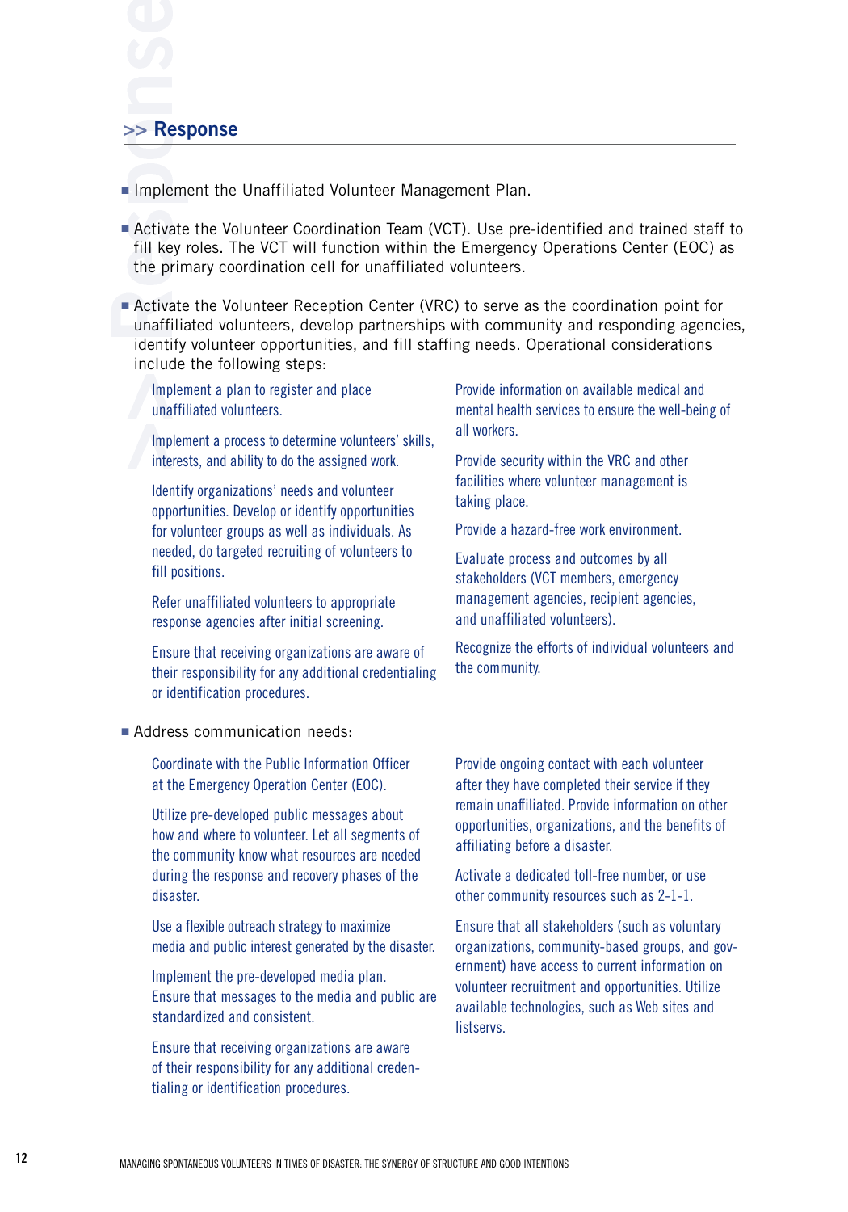## >> Response

- Implement the Unaffiliated Volunteer Management Plan.
- Activate the Volunteer Coordination Team (VCT). Use pre-identified and trained staff to fill key roles. The VCT will function within the Emergency Operations Center (EOC) as the primary coordination cell for unaffiliated volunteers.
- Activate the Volunteer Reception Center (VRC) to serve as the coordination point for unaffiliated volunteers, develop partnerships with community and responding agencies, identify volunteer opportunities, and fill staffing needs. Operational considerations include the following steps:

  Implement a plan to register and place unaffiliated volunteers.

  Implement a process to determine volunteers' skills, interests, and ability to do the assigned work.

  Identify organizations' needs and volunteer opportunities. Develop or identify opportunities for volunteer groups as well as individuals. As needed, do targeted recruiting of volunteers to fill positions.

  Refer unaffiliated volunteers to appropriate response agencies after initial screening.

  Ensure that receiving organizations are aware of their responsibility for any additional credentialing or identification procedures.

  Provide information on available medical and mental health services to ensure the well-being of all workers.

  Provide security within the VRC and other facilities where volunteer management is taking place.

  Provide a hazard-free work environment.

  Evaluate process and outcomes by all stakeholders (VCT members, emergency management agencies, recipient agencies, and unaffiliated volunteers).

  Recognize the efforts of individual volunteers and the community.

- Address communication needs:

  Coordinate with the Public Information Officer at the Emergency Operation Center (EOC).

  Utilize pre-developed public messages about how and where to volunteer. Let all segments of the community know what resources are needed during the response and recovery phases of the disaster.

  Use a flexible outreach strategy to maximize media and public interest generated by the disaster.

  Implement the pre-developed media plan. Ensure that messages to the media and public are standardized and consistent.

  Ensure that receiving organizations are aware of their responsibility for any additional credentialing or identification procedures.

  Provide ongoing contact with each volunteer after they have completed their service if they remain unaffiliated. Provide information on other opportunities, organizations, and the benefits of affiliating before a disaster.

  Activate a dedicated toll-free number, or use other community resources such as 2-1-1.

  Ensure that all stakeholders (such as voluntary organizations, community-based groups, and government) have access to current information on volunteer recruitment and opportunities. Utilize available technologies, such as Web sites and listservs.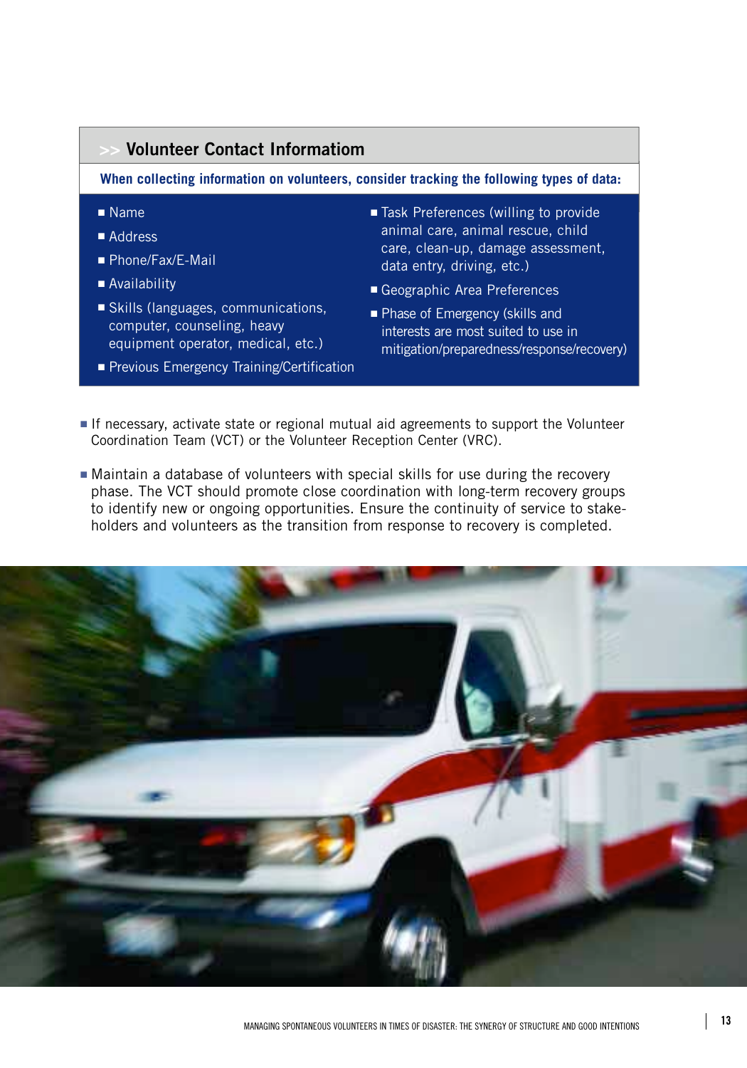## >> Volunteer Contact Informatiom

**When collecting information on volunteers, consider tracking the following types of data:**

- Name
- Address
- Phone/Fax/E-Mail
- Availability
- Skills (languages, communications, computer, counseling, heavy equipment operator, medical, etc.)
- Previous Emergency Training/Certification
- Task Preferences (willing to provide animal care, animal rescue, child care, clean-up, damage assessment, data entry, driving, etc.)
- Geographic Area Preferences
- Phase of Emergency (skills and interests are most suited to use in mitigation/preparedness/response/recovery)

- If necessary, activate state or regional mutual aid agreements to support the Volunteer Coordination Team (VCT) or the Volunteer Reception Center (VRC).

- Maintain a database of volunteers with special skills for use during the recovery phase. The VCT should promote close coordination with long-term recovery groups to identify new or ongoing opportunities. Ensure the continuity of service to stake-holders and volunteers as the transition from response to recovery is completed.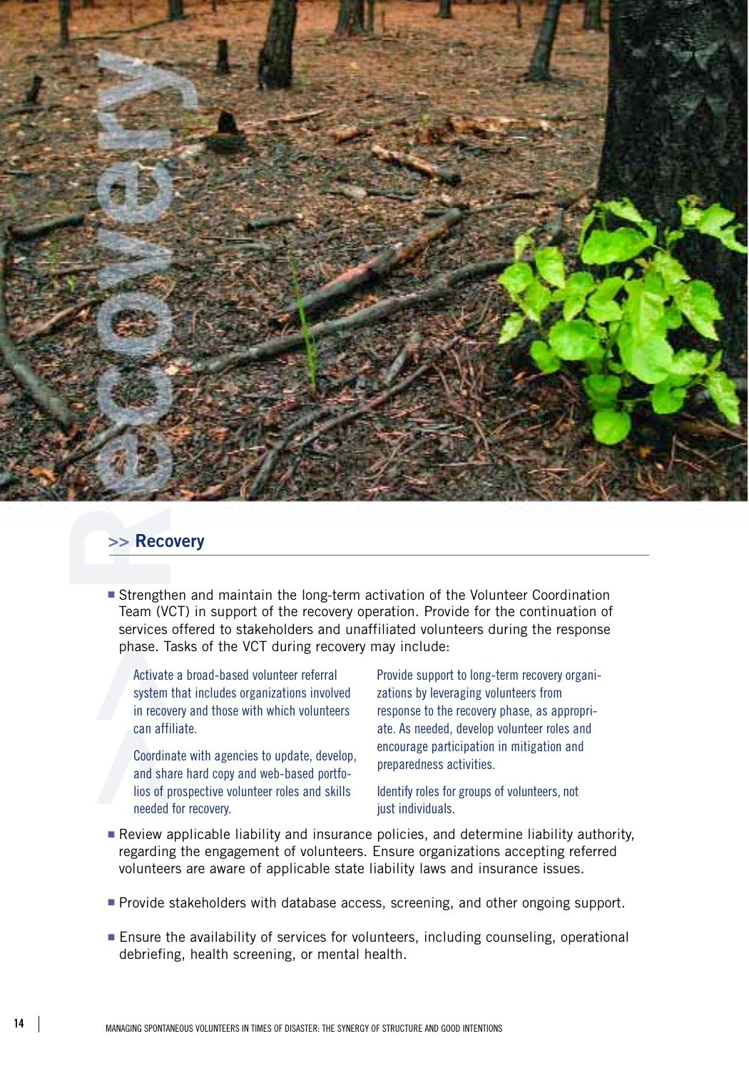## >> Recovery

- Strengthen and maintain the long-term activation of the Volunteer Coordination Team (VCT) in support of the recovery operation. Provide for the continuation of services offered to stakeholders and unaffiliated volunteers during the response phase. Tasks of the VCT during recovery may include:

  Activate a broad-based volunteer referral system that includes organizations involved in recovery and those with which volunteers can affiliate.

  Coordinate with agencies to update, develop, and share hard copy and web-based portfolios of prospective volunteer roles and skills needed for recovery.

  Provide support to long-term recovery organizations by leveraging volunteers from response to the recovery phase, as appropriate. As needed, develop volunteer roles and encourage participation in mitigation and preparedness activities.

  Identify roles for groups of volunteers, not just individuals.

- Review applicable liability and insurance policies, and determine liability authority, regarding the engagement of volunteers. Ensure organizations accepting referred volunteers are aware of applicable state liability laws and insurance issues.

- Provide stakeholders with database access, screening, and other ongoing support.

- Ensure the availability of services for volunteers, including counseling, operational debriefing, health screening, or mental health.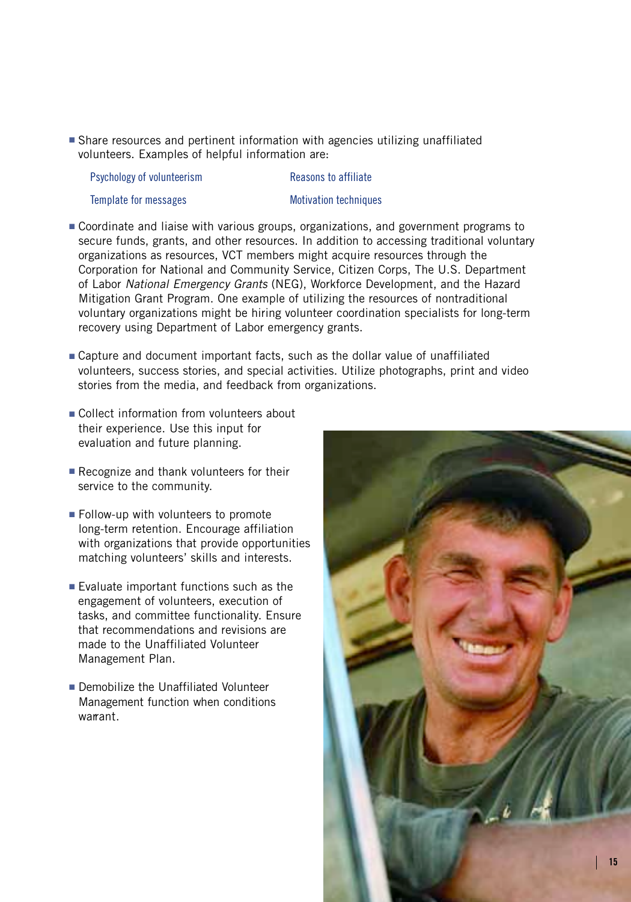- Share resources and pertinent information with agencies utilizing unaffiliated volunteers. Examples of helpful information are:

  | | |
  |---|---|
  | Psychology of volunteerism | Reasons to affiliate |
  | Template for messages | Motivation techniques |

- Coordinate and liaise with various groups, organizations, and government programs to secure funds, grants, and other resources. In addition to accessing traditional voluntary organizations as resources, VCT members might acquire resources through the Corporation for National and Community Service, Citizen Corps, The U.S. Department of Labor *National Emergency Grants* (NEG), Workforce Development, and the Hazard Mitigation Grant Program. One example of utilizing the resources of nontraditional voluntary organizations might be hiring volunteer coordination specialists for long-term recovery using Department of Labor emergency grants.

- Capture and document important facts, such as the dollar value of unaffiliated volunteers, success stories, and special activities. Utilize photographs, print and video stories from the media, and feedback from organizations.

- Collect information from volunteers about their experience. Use this input for evaluation and future planning.

- Recognize and thank volunteers for their service to the community.

- Follow-up with volunteers to promote long-term retention. Encourage affiliation with organizations that provide opportunities matching volunteers' skills and interests.

- Evaluate important functions such as the engagement of volunteers, execution of tasks, and committee functionality. Ensure that recommendations and revisions are made to the Unaffiliated Volunteer Management Plan.

- Demobilize the Unaffiliated Volunteer Management function when conditions warrant.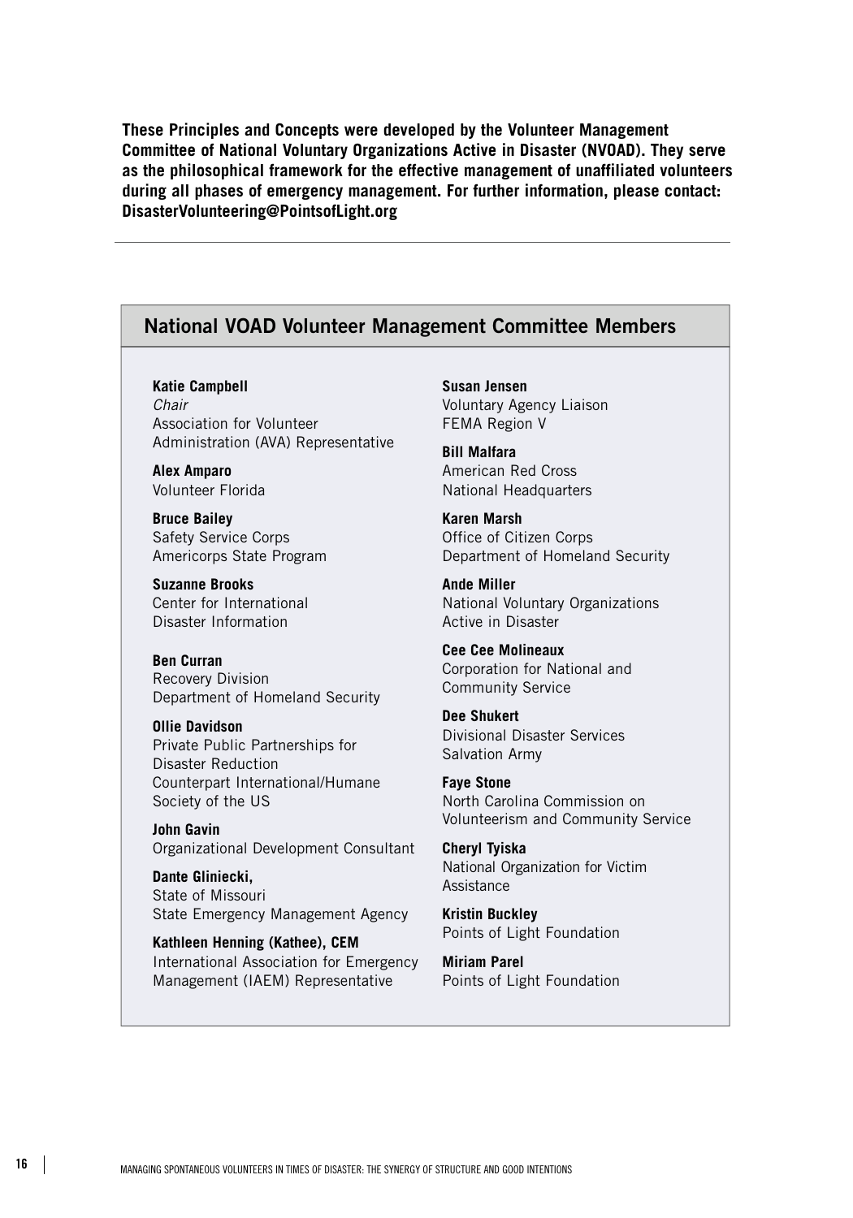**These Principles and Concepts were developed by the Volunteer Management Committee of National Voluntary Organizations Active in Disaster (NVOAD). They serve as the philosophical framework for the effective management of unaffiliated volunteers during all phases of emergency management. For further information, please contact: DisasterVolunteering@PointsofLight.org**

---

## National VOAD Volunteer Management Committee Members

**Katie Campbell**
*Chair*
Association for Volunteer Administration (AVA) Representative

**Alex Amparo**
Volunteer Florida

**Bruce Bailey**
Safety Service Corps
Americorps State Program

**Suzanne Brooks**
Center for International Disaster Information

**Ben Curran**
Recovery Division
Department of Homeland Security

**Ollie Davidson**
Private Public Partnerships for Disaster Reduction
Counterpart International/Humane Society of the US

**John Gavin**
Organizational Development Consultant

**Dante Gliniecki,**
State of Missouri
State Emergency Management Agency

**Kathleen Henning (Kathee), CEM**
International Association for Emergency Management (IAEM) Representative

**Susan Jensen**
Voluntary Agency Liaison
FEMA Region V

**Bill Malfara**
American Red Cross
National Headquarters

**Karen Marsh**
Office of Citizen Corps
Department of Homeland Security

**Ande Miller**
National Voluntary Organizations Active in Disaster

**Cee Cee Molineaux**
Corporation for National and Community Service

**Dee Shukert**
Divisional Disaster Services
Salvation Army

**Faye Stone**
North Carolina Commission on Volunteerism and Community Service

**Cheryl Tyiska**
National Organization for Victim Assistance

**Kristin Buckley**
Points of Light Foundation

**Miriam Parel**
Points of Light Foundation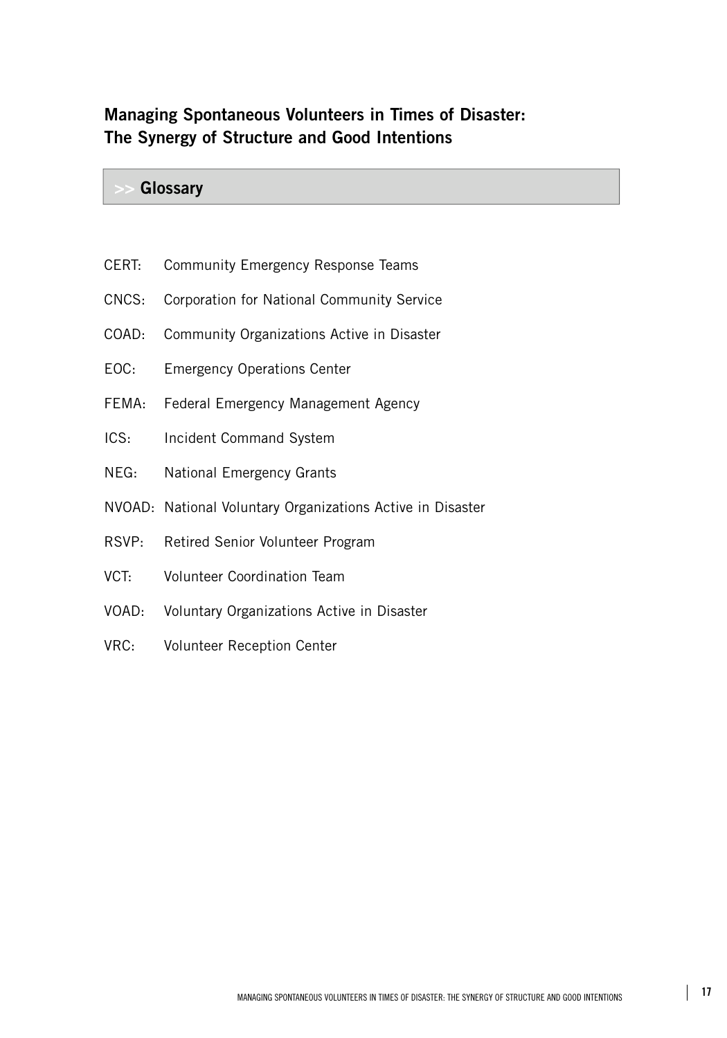# Managing Spontaneous Volunteers in Times of Disaster: The Synergy of Structure and Good Intentions

## >> Glossary

CERT: Community Emergency Response Teams

CNCS: Corporation for National Community Service

COAD: Community Organizations Active in Disaster

EOC: Emergency Operations Center

FEMA: Federal Emergency Management Agency

ICS: Incident Command System

NEG: National Emergency Grants

NVOAD: National Voluntary Organizations Active in Disaster

RSVP: Retired Senior Volunteer Program

VCT: Volunteer Coordination Team

VOAD: Voluntary Organizations Active in Disaster

VRC: Volunteer Reception Center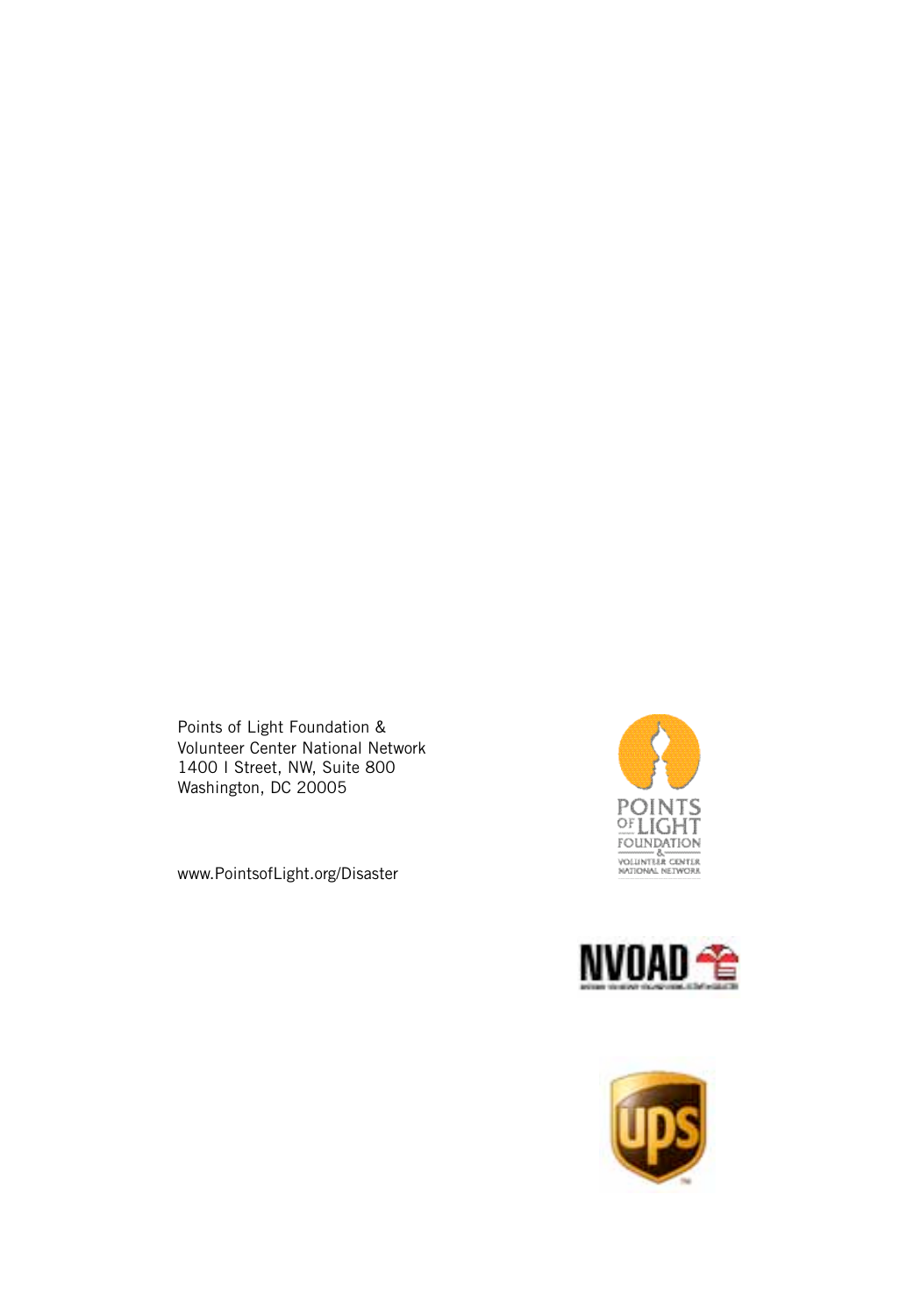Points of Light Foundation &
Volunteer Center National Network
1400 I Street, NW, Suite 800
Washington, DC 20005

www.PointsofLight.org/Disaster